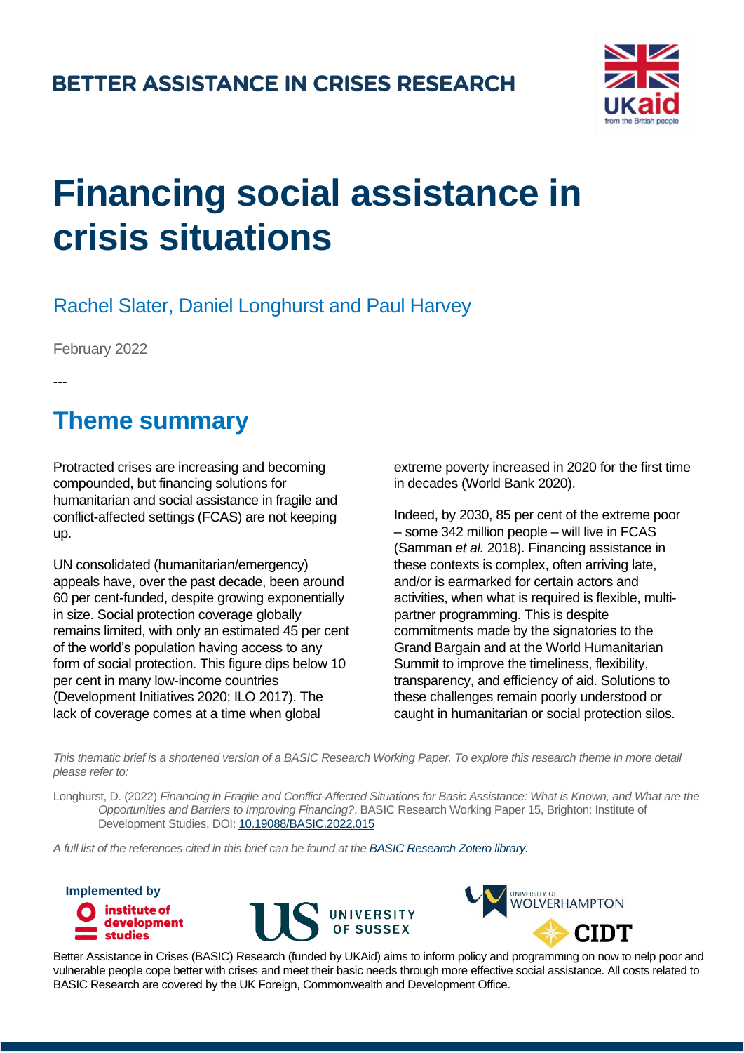BETTER ASSISTANCE IN CRISES RESEARCH

# Financing social assistance in crisis situations

Rachel Slater, Daniel Longhurst and Paul Harvey

February 2022

---

## Theme summary

Protracted crises are increasing and becoming compounded, but financing solutions for humanitarian and social assistance in fragile and conflict-affected settings (FCAS) are not keeping up.

UN consolidated (humanitarian/emergency) appeals have, over the past decade, been around 60 per cent-funded, despite growing exponentially in size. Social protection coverage globally remains limited, with only an estimated 45 per cent of the world's population having access to any form of social protection. This figure dips below 10 per cent in many low-income countries (Development Initiatives 2020; ILO 2017). The lack of coverage comes at a time when global extreme poverty increased in 2020 for the first time in decades (World Bank 2020).

Indeed, by 2030, 85 per cent of the extreme poor – some 342 million people – will live in FCAS (Samman *et al.* 2018). Financing assistance in these contexts is complex, often arriving late, and/or is earmarked for certain actors and activities, when what is required is flexible, multi-partner programming. This is despite commitments made by the signatories to the Grand Bargain and at the World Humanitarian Summit to improve the timeliness, flexibility, transparency, and efficiency of aid. Solutions to these challenges remain poorly understood or caught in humanitarian or social protection silos.

*This thematic brief is a shortened version of a BASIC Research Working Paper. To explore this research theme in more detail please refer to:*

Longhurst, D. (2022) *Financing in Fragile and Conflict-Affected Situations for Basic Assistance: What is Known, and What are the Opportunities and Barriers to Improving Financing?*, BASIC Research Working Paper 15, Brighton: Institute of Development Studies, DOI: [10.19088/BASIC.2022.015](https://doi.org/10.19088/BASIC.2022.015)

*A full list of the references cited in this brief can be found at the [BASIC Research Zotero library](#).*

Implemented by

Better Assistance in Crises (BASIC) Research (funded by UKAid) aims to inform policy and programming on how to help poor and vulnerable people cope better with crises and meet their basic needs through more effective social assistance. All costs related to BASIC Research are covered by the UK Foreign, Commonwealth and Development Office.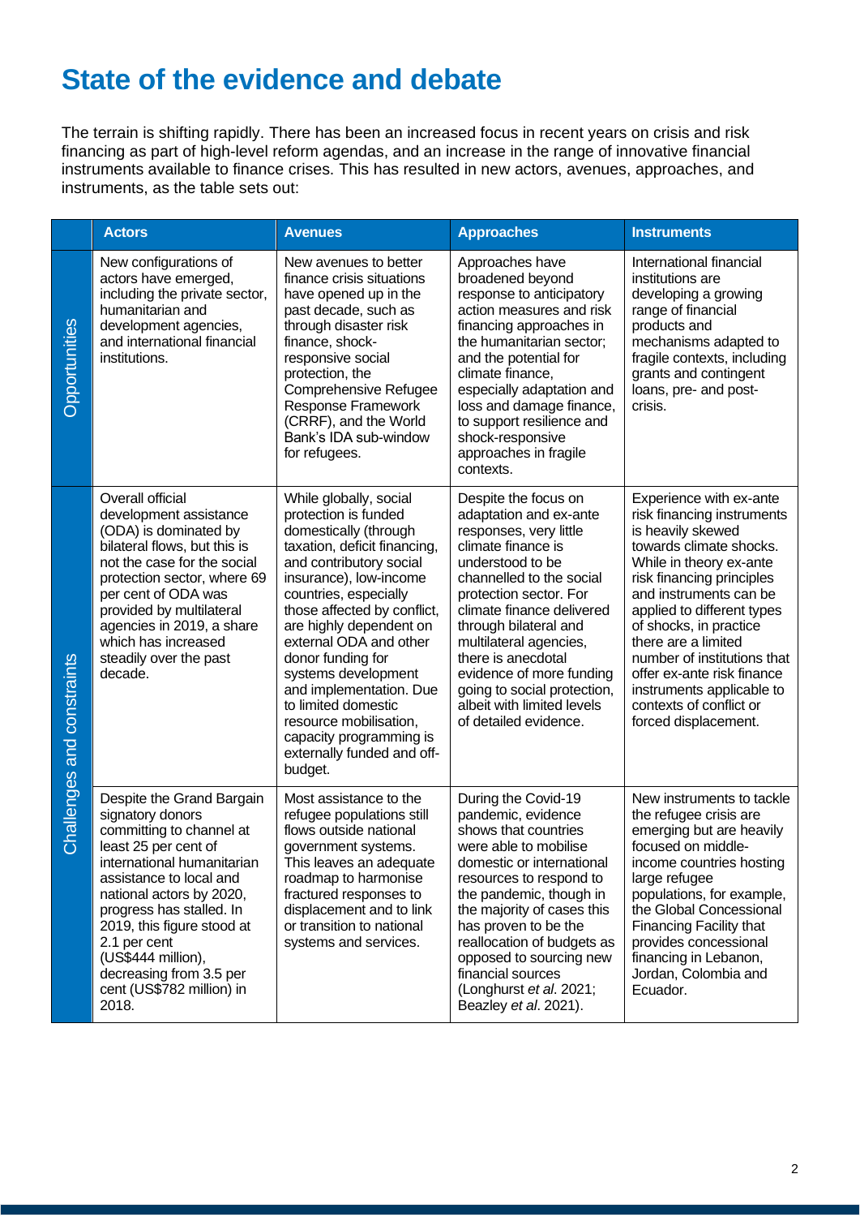# State of the evidence and debate

The terrain is shifting rapidly. There has been an increased focus in recent years on crisis and risk financing as part of high-level reform agendas, and an increase in the range of innovative financial instruments available to finance crises. This has resulted in new actors, avenues, approaches, and instruments, as the table sets out:

| | Actors | Avenues | Approaches | Instruments |
|---|---|---|---|---|
| Opportunities | New configurations of actors have emerged, including the private sector, humanitarian and development agencies, and international financial institutions. | New avenues to better finance crisis situations have opened up in the past decade, such as through disaster risk finance, shock-responsive social protection, the Comprehensive Refugee Response Framework (CRRF), and the World Bank's IDA sub-window for refugees. | Approaches have broadened beyond response to anticipatory action measures and risk financing approaches in the humanitarian sector; and the potential for climate finance, especially adaptation and loss and damage finance, to support resilience and shock-responsive approaches in fragile contexts. | International financial institutions are developing a growing range of financial products and mechanisms adapted to fragile contexts, including grants and contingent loans, pre- and post-crisis. |
| Challenges and constraints | Overall official development assistance (ODA) is dominated by bilateral flows, but this is not the case for the social protection sector, where 69 per cent of ODA was provided by multilateral agencies in 2019, a share which has increased steadily over the past decade. | While globally, social protection is funded domestically (through taxation, deficit financing, and contributory social insurance), low-income countries, especially those affected by conflict, are highly dependent on external ODA and other donor funding for systems development and implementation. Due to limited domestic resource mobilisation, capacity programming is externally funded and off-budget. | Despite the focus on adaptation and ex-ante responses, very little climate finance is understood to be channelled to the social protection sector. For climate finance delivered through bilateral and multilateral agencies, there is anecdotal evidence of more funding going to social protection, albeit with limited levels of detailed evidence. | Experience with ex-ante risk financing instruments is heavily skewed towards climate shocks. While in theory ex-ante risk financing principles and instruments can be applied to different types of shocks, in practice there are a limited number of institutions that offer ex-ante risk finance instruments applicable to contexts of conflict or forced displacement. |
| | Despite the Grand Bargain signatory donors committing to channel at least 25 per cent of international humanitarian assistance to local and national actors by 2020, progress has stalled. In 2019, this figure stood at 2.1 per cent (US$444 million), decreasing from 3.5 per cent (US$782 million) in 2018. | Most assistance to the refugee populations still flows outside national government systems. This leaves an adequate roadmap to harmonise fractured responses to displacement and to link or transition to national systems and services. | During the Covid-19 pandemic, evidence shows that countries were able to mobilise domestic or international resources to respond to the pandemic, though in the majority of cases this has proven to be the reallocation of budgets as opposed to sourcing new financial sources (Longhurst *et al*. 2021; Beazley *et al*. 2021). | New instruments to tackle the refugee crisis are emerging but are heavily focused on middle-income countries hosting large refugee populations, for example, the Global Concessional Financing Facility that provides concessional financing in Lebanon, Jordan, Colombia and Ecuador. |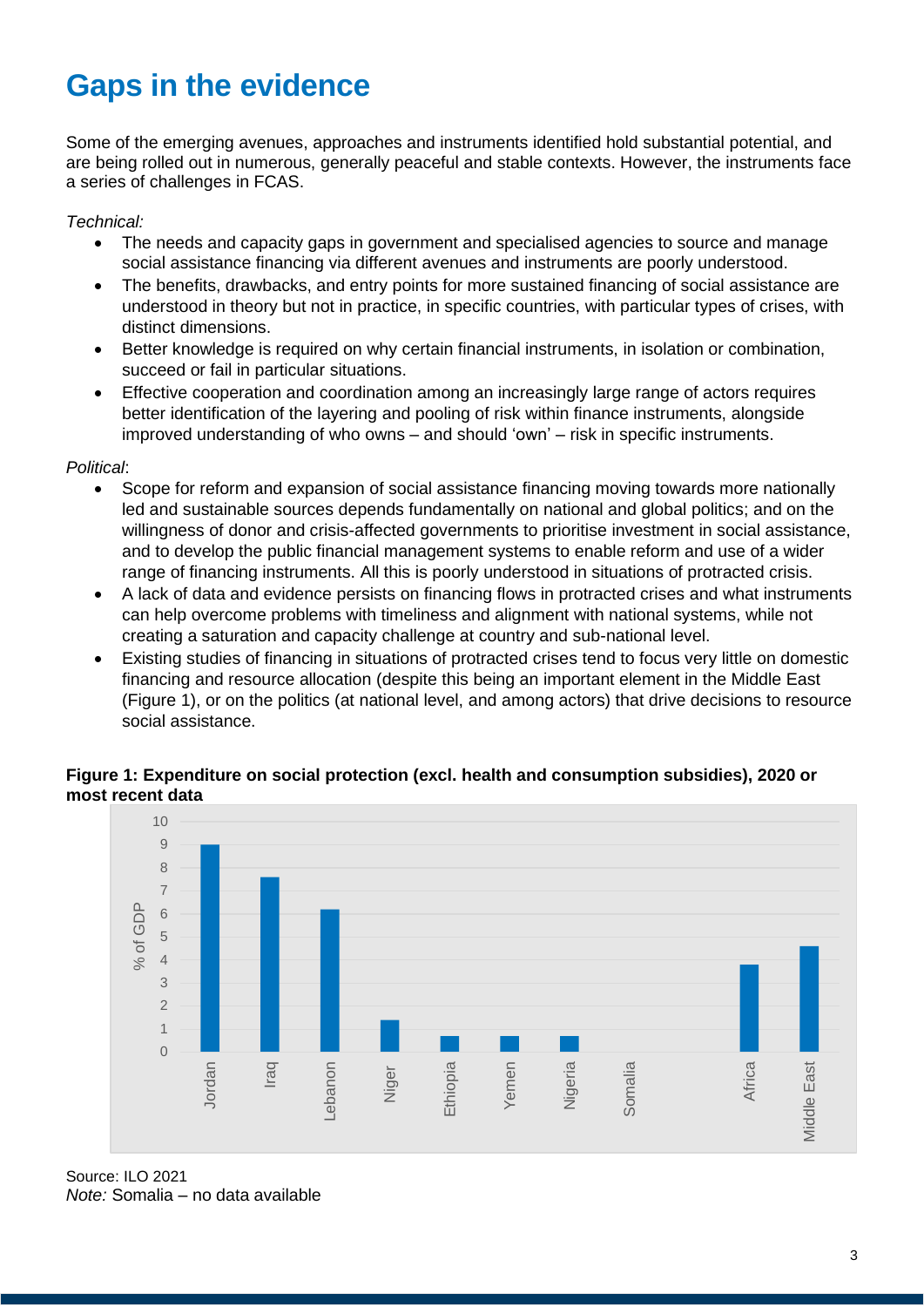# Gaps in the evidence

Some of the emerging avenues, approaches and instruments identified hold substantial potential, and are being rolled out in numerous, generally peaceful and stable contexts. However, the instruments face a series of challenges in FCAS.

*Technical:*

- The needs and capacity gaps in government and specialised agencies to source and manage social assistance financing via different avenues and instruments are poorly understood.
- The benefits, drawbacks, and entry points for more sustained financing of social assistance are understood in theory but not in practice, in specific countries, with particular types of crises, with distinct dimensions.
- Better knowledge is required on why certain financial instruments, in isolation or combination, succeed or fail in particular situations.
- Effective cooperation and coordination among an increasingly large range of actors requires better identification of the layering and pooling of risk within finance instruments, alongside improved understanding of who owns – and should 'own' – risk in specific instruments.

*Political*:

- Scope for reform and expansion of social assistance financing moving towards more nationally led and sustainable sources depends fundamentally on national and global politics; and on the willingness of donor and crisis-affected governments to prioritise investment in social assistance, and to develop the public financial management systems to enable reform and use of a wider range of financing instruments. All this is poorly understood in situations of protracted crisis.
- A lack of data and evidence persists on financing flows in protracted crises and what instruments can help overcome problems with timeliness and alignment with national systems, while not creating a saturation and capacity challenge at country and sub-national level.
- Existing studies of financing in situations of protracted crises tend to focus very little on domestic financing and resource allocation (despite this being an important element in the Middle East (Figure 1), or on the politics (at national level, and among actors) that drive decisions to resource social assistance.

**Figure 1: Expenditure on social protection (excl. health and consumption subsidies), 2020 or most recent data**

| Country/Region | % of GDP |
|---|---|
| Jordan | 9.0 |
| Iraq | 7.6 |
| Lebanon | 6.2 |
| Niger | 1.4 |
| Ethiopia | 0.7 |
| Yemen | 0.7 |
| Nigeria | 0.7 |
| Somalia | – |
| Africa | 3.8 |
| Middle East | 4.6 |

Source: ILO 2021
*Note:* Somalia – no data available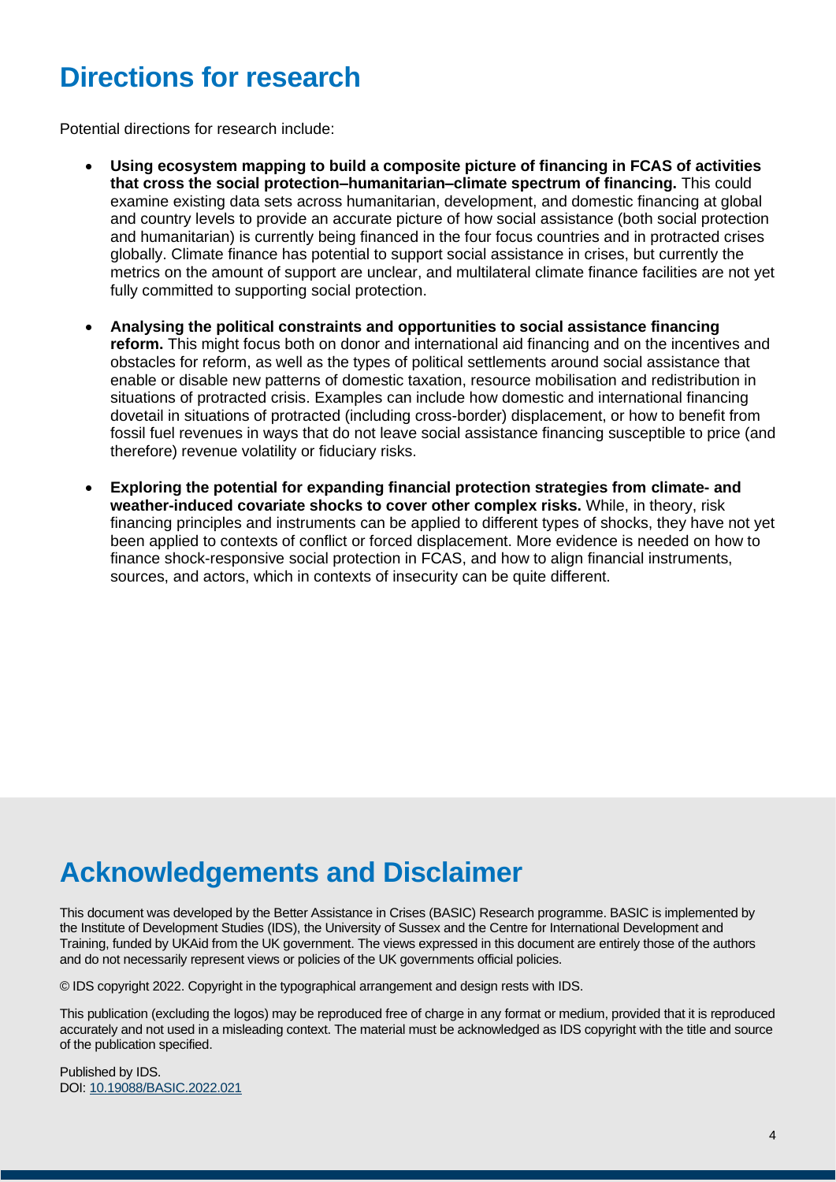## Directions for research

Potential directions for research include:

- **Using ecosystem mapping to build a composite picture of financing in FCAS of activities that cross the social protection–humanitarian–climate spectrum of financing.** This could examine existing data sets across humanitarian, development, and domestic financing at global and country levels to provide an accurate picture of how social assistance (both social protection and humanitarian) is currently being financed in the four focus countries and in protracted crises globally. Climate finance has potential to support social assistance in crises, but currently the metrics on the amount of support are unclear, and multilateral climate finance facilities are not yet fully committed to supporting social protection.
- **Analysing the political constraints and opportunities to social assistance financing reform.** This might focus both on donor and international aid financing and on the incentives and obstacles for reform, as well as the types of political settlements around social assistance that enable or disable new patterns of domestic taxation, resource mobilisation and redistribution in situations of protracted crisis. Examples can include how domestic and international financing dovetail in situations of protracted (including cross-border) displacement, or how to benefit from fossil fuel revenues in ways that do not leave social assistance financing susceptible to price (and therefore) revenue volatility or fiduciary risks.
- **Exploring the potential for expanding financial protection strategies from climate- and weather-induced covariate shocks to cover other complex risks.** While, in theory, risk financing principles and instruments can be applied to different types of shocks, they have not yet been applied to contexts of conflict or forced displacement. More evidence is needed on how to finance shock-responsive social protection in FCAS, and how to align financial instruments, sources, and actors, which in contexts of insecurity can be quite different.

## Acknowledgements and Disclaimer

This document was developed by the Better Assistance in Crises (BASIC) Research programme. BASIC is implemented by the Institute of Development Studies (IDS), the University of Sussex and the Centre for International Development and Training, funded by UKAid from the UK government. The views expressed in this document are entirely those of the authors and do not necessarily represent views or policies of the UK governments official policies.

© IDS copyright 2022. Copyright in the typographical arrangement and design rests with IDS.

This publication (excluding the logos) may be reproduced free of charge in any format or medium, provided that it is reproduced accurately and not used in a misleading context. The material must be acknowledged as IDS copyright with the title and source of the publication specified.

Published by IDS.
DOI: 10.19088/BASIC.2022.021